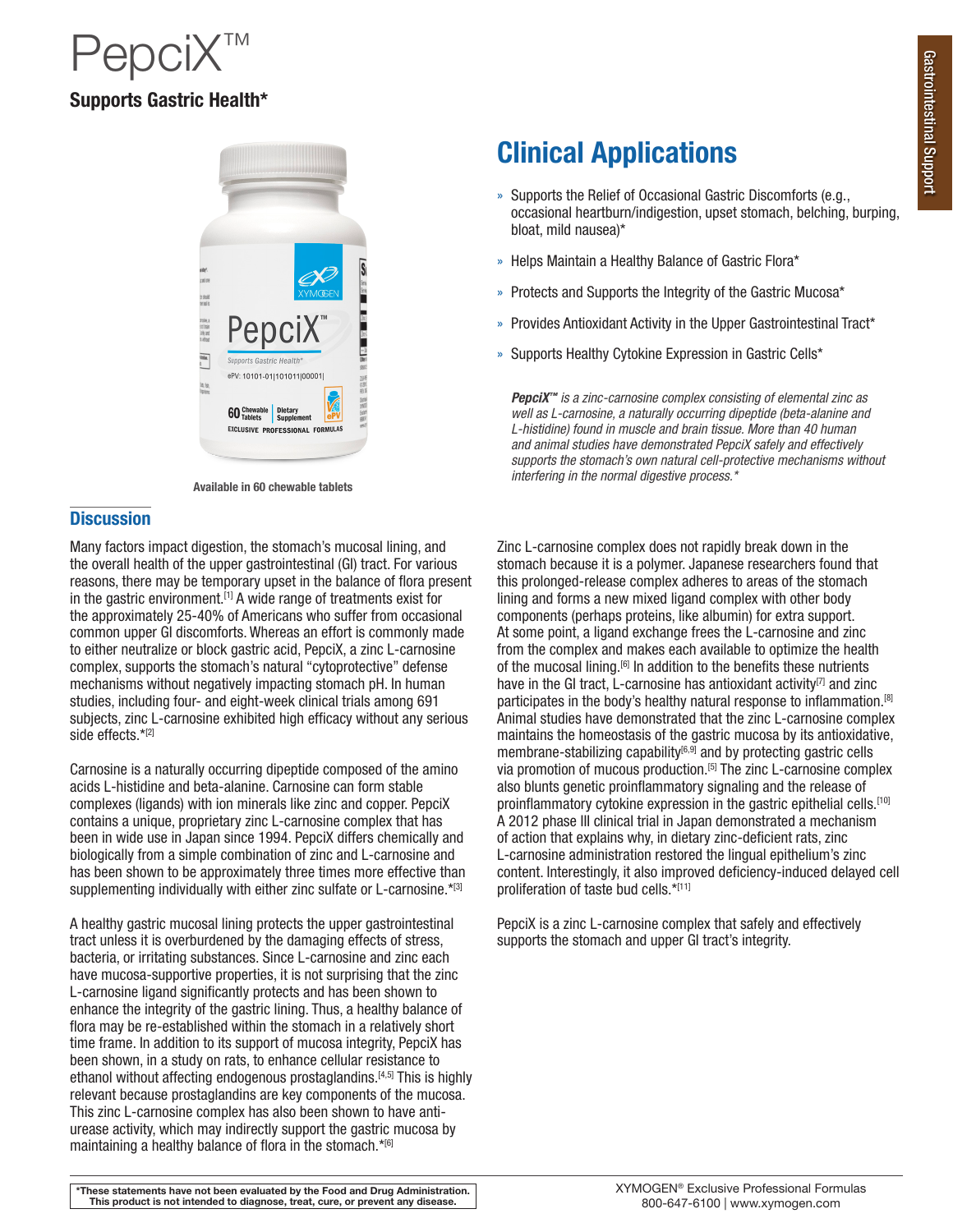# PepciX™

**Supports Gastric Health***

Available in 60 chewable tablets

## Clinical Applications

- Supports the Relief of Occasional Gastric Discomforts (e.g., occasional heartburn/indigestion, upset stomach, belching, burping, bloat, mild nausea)*
- Helps Maintain a Healthy Balance of Gastric Flora*
- Protects and Supports the Integrity of the Gastric Mucosa*
- Provides Antioxidant Activity in the Upper Gastrointestinal Tract*
- Supports Healthy Cytokine Expression in Gastric Cells*

***PepciX™** is a zinc-carnosine complex consisting of elemental zinc as well as L-carnosine, a naturally occurring dipeptide (beta-alanine and L-histidine) found in muscle and brain tissue. More than 40 human and animal studies have demonstrated PepciX safely and effectively supports the stomach's own natural cell-protective mechanisms without interfering in the normal digestive process.**

## Discussion

Many factors impact digestion, the stomach's mucosal lining, and the overall health of the upper gastrointestinal (GI) tract. For various reasons, there may be temporary upset in the balance of flora present in the gastric environment.[1] A wide range of treatments exist for the approximately 25-40% of Americans who suffer from occasional common upper GI discomforts. Whereas an effort is commonly made to either neutralize or block gastric acid, PepciX, a zinc L-carnosine complex, supports the stomach's natural "cytoprotective" defense mechanisms without negatively impacting stomach pH. In human studies, including four- and eight-week clinical trials among 691 subjects, zinc L-carnosine exhibited high efficacy without any serious side effects.*[2]

Carnosine is a naturally occurring dipeptide composed of the amino acids L-histidine and beta-alanine. Carnosine can form stable complexes (ligands) with ion minerals like zinc and copper. PepciX contains a unique, proprietary zinc L-carnosine complex that has been in wide use in Japan since 1994. PepciX differs chemically and biologically from a simple combination of zinc and L-carnosine and has been shown to be approximately three times more effective than supplementing individually with either zinc sulfate or L-carnosine.*[3]

A healthy gastric mucosal lining protects the upper gastrointestinal tract unless it is overburdened by the damaging effects of stress, bacteria, or irritating substances. Since L-carnosine and zinc each have mucosa-supportive properties, it is not surprising that the zinc L-carnosine ligand significantly protects and has been shown to enhance the integrity of the gastric lining. Thus, a healthy balance of flora may be re-established within the stomach in a relatively short time frame. In addition to its support of mucosa integrity, PepciX has been shown, in a study on rats, to enhance cellular resistance to ethanol without affecting endogenous prostaglandins.[4,5] This is highly relevant because prostaglandins are key components of the mucosa. This zinc L-carnosine complex has also been shown to have anti-urease activity, which may indirectly support the gastric mucosa by maintaining a healthy balance of flora in the stomach.*[6]

Zinc L-carnosine complex does not rapidly break down in the stomach because it is a polymer. Japanese researchers found that this prolonged-release complex adheres to areas of the stomach lining and forms a new mixed ligand complex with other body components (perhaps proteins, like albumin) for extra support. At some point, a ligand exchange frees the L-carnosine and zinc from the complex and makes each available to optimize the health of the mucosal lining.[6] In addition to the benefits these nutrients have in the GI tract, L-carnosine has antioxidant activity[7] and zinc participates in the body's healthy natural response to inflammation.[8] Animal studies have demonstrated that the zinc L-carnosine complex maintains the homeostasis of the gastric mucosa by its antioxidative, membrane-stabilizing capability[6,9] and by protecting gastric cells via promotion of mucous production.[5] The zinc L-carnosine complex also blunts genetic proinflammatory signaling and the release of proinflammatory cytokine expression in the gastric epithelial cells.[10] A 2012 phase III clinical trial in Japan demonstrated a mechanism of action that explains why, in dietary zinc-deficient rats, zinc L-carnosine administration restored the lingual epithelium's zinc content. Interestingly, it also improved deficiency-induced delayed cell proliferation of taste bud cells.*[11]

PepciX is a zinc L-carnosine complex that safely and effectively supports the stomach and upper GI tract's integrity.

**\*These statements have not been evaluated by the Food and Drug Administration. This product is not intended to diagnose, treat, cure, or prevent any disease.**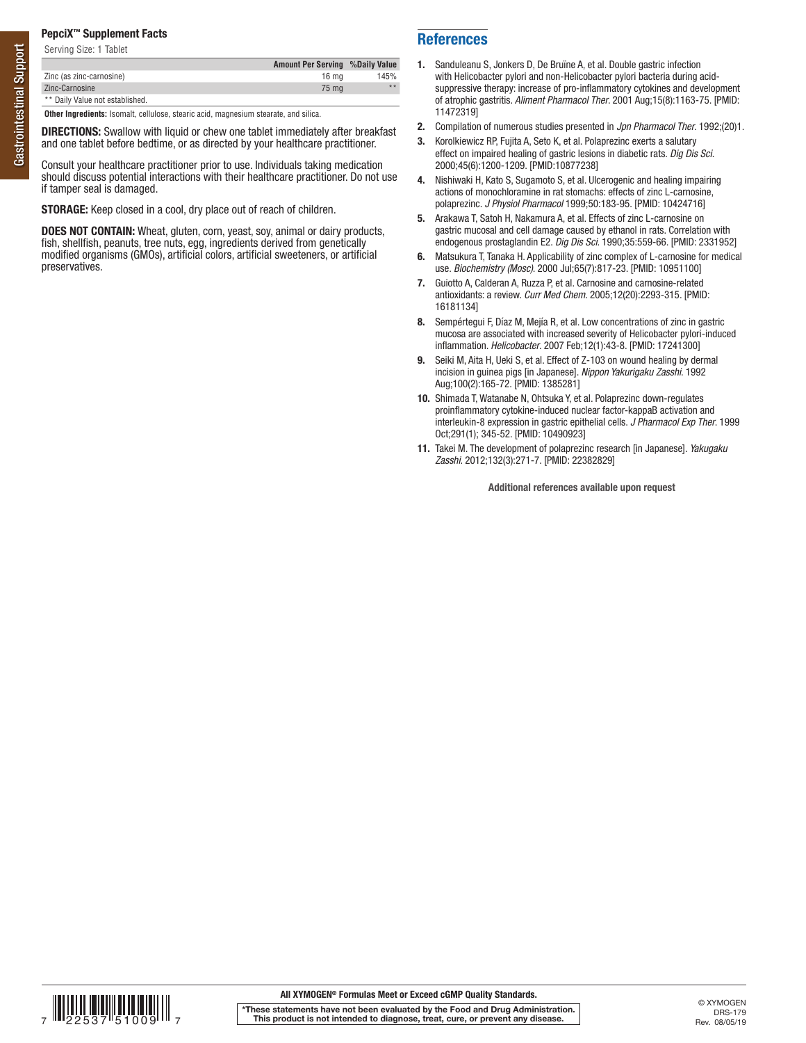## PepciX™ Supplement Facts

Serving Size: 1 Tablet

| | Amount Per Serving | %Daily Value |
|---|---|---|
| Zinc (as zinc-carnosine) | 16 mg | 145% |
| Zinc-Carnosine | 75 mg | ** |

** Daily Value not established.

**Other Ingredients:** Isomalt, cellulose, stearic acid, magnesium stearate, and silica.

**DIRECTIONS:** Swallow with liquid or chew one tablet immediately after breakfast and one tablet before bedtime, or as directed by your healthcare practitioner.

Consult your healthcare practitioner prior to use. Individuals taking medication should discuss potential interactions with their healthcare practitioner. Do not use if tamper seal is damaged.

**STORAGE:** Keep closed in a cool, dry place out of reach of children.

**DOES NOT CONTAIN:** Wheat, gluten, corn, yeast, soy, animal or dairy products, fish, shellfish, peanuts, tree nuts, egg, ingredients derived from genetically modified organisms (GMOs), artificial colors, artificial sweeteners, or artificial preservatives.

## References

1. Sanduleanu S, Jonkers D, De Bruïne A, et al. Double gastric infection with Helicobacter pylori and non-Helicobacter pylori bacteria during acid-suppressive therapy: increase of pro-inflammatory cytokines and development of atrophic gastritis. *Aliment Pharmacol Ther.* 2001 Aug;15(8):1163-75. [PMID: 11472319]
2. Compilation of numerous studies presented in *Jpn Pharmacol Ther.* 1992;(20)1.
3. Korolkiewicz RP, Fujita A, Seto K, et al. Polaprezinc exerts a salutary effect on impaired healing of gastric lesions in diabetic rats. *Dig Dis Sci.* 2000;45(6):1200-1209. [PMID:10877238]
4. Nishiwaki H, Kato S, Sugamoto S, et al. Ulcerogenic and healing impairing actions of monochloramine in rat stomachs: effects of zinc L-carnosine, polaprezinc. *J Physiol Pharmacol* 1999;50:183-95. [PMID: 10424716]
5. Arakawa T, Satoh H, Nakamura A, et al. Effects of zinc L-carnosine on gastric mucosal and cell damage caused by ethanol in rats. Correlation with endogenous prostaglandin E2. *Dig Dis Sci.* 1990;35:559-66. [PMID: 2331952]
6. Matsukura T, Tanaka H. Applicability of zinc complex of L-carnosine for medical use. *Biochemistry (Mosc).* 2000 Jul;65(7):817-23. [PMID: 10951100]
7. Guiotto A, Calderan A, Ruzza P, et al. Carnosine and carnosine-related antioxidants: a review. *Curr Med Chem.* 2005;12(20):2293-315. [PMID: 16181134]
8. Sempértegui F, Díaz M, Mejía R, et al. Low concentrations of zinc in gastric mucosa are associated with increased severity of Helicobacter pylori-induced inflammation. *Helicobacter.* 2007 Feb;12(1):43-8. [PMID: 17241300]
9. Seiki M, Aita H, Ueki S, et al. Effect of Z-103 on wound healing by dermal incision in guinea pigs [in Japanese]. *Nippon Yakurigaku Zasshi.* 1992 Aug;100(2):165-72. [PMID: 1385281]
10. Shimada T, Watanabe N, Ohtsuka Y, et al. Polaprezinc down-regulates proinflammatory cytokine-induced nuclear factor-kappaB activation and interleukin-8 expression in gastric epithelial cells. *J Pharmacol Exp Ther.* 1999 Oct;291(1); 345-52. [PMID: 10490923]
11. Takei M. The development of polaprezinc research [in Japanese]. *Yakugaku Zasshi.* 2012;132(3):271-7. [PMID: 22382829]

**Additional references available upon request**

**All XYMOGEN® Formulas Meet or Exceed cGMP Quality Standards.**

**\*These statements have not been evaluated by the Food and Drug Administration. This product is not intended to diagnose, treat, cure, or prevent any disease.**

© XYMOGEN
DRS-179
Rev. 08/05/19